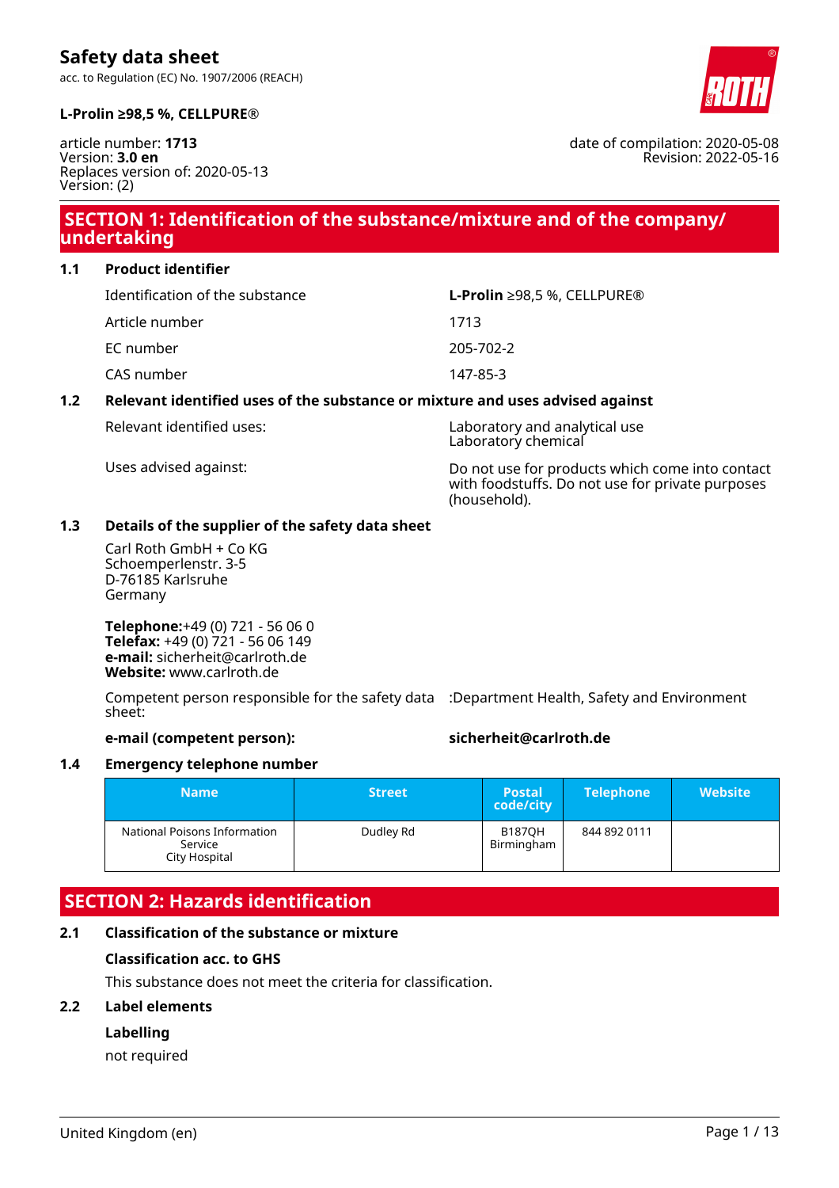# Safety data sheet

acc. to Regulation (EC) No. 1907/2006 (REACH)

**L-Prolin ≥98,5 %, CELLPURE®**

article number: **1713**
Version: **3.0 en**
Replaces version of: 2020-05-13
Version: (2)

date of compilation: 2020-05-08
Revision: 2022-05-16

## SECTION 1: Identification of the substance/mixture and of the company/undertaking

### 1.1 Product identifier

| | |
|---|---|
| Identification of the substance | **L-Prolin** ≥98,5 %, CELLPURE® |
| Article number | 1713 |
| EC number | 205-702-2 |
| CAS number | 147-85-3 |

### 1.2 Relevant identified uses of the substance or mixture and uses advised against

| | |
|---|---|
| Relevant identified uses: | Laboratory and analytical use<br>Laboratory chemical |
| Uses advised against: | Do not use for products which come into contact with foodstuffs. Do not use for private purposes (household). |

### 1.3 Details of the supplier of the safety data sheet

Carl Roth GmbH + Co KG
Schoemperlenstr. 3-5
D-76185 Karlsruhe
Germany

**Telephone:**+49 (0) 721 - 56 06 0
**Telefax:** +49 (0) 721 - 56 06 149
**e-mail:** sicherheit@carlroth.de
**Website:** www.carlroth.de

Competent person responsible for the safety data sheet: :Department Health, Safety and Environment

**e-mail (competent person):** **sicherheit@carlroth.de**

### 1.4 Emergency telephone number

| Name | Street | Postal code/city | Telephone | Website |
|---|---|---|---|---|
| National Poisons Information Service<br>City Hospital | Dudley Rd | B187QH Birmingham | 844 892 0111 | |

## SECTION 2: Hazards identification

### 2.1 Classification of the substance or mixture

**Classification acc. to GHS**

This substance does not meet the criteria for classification.

### 2.2 Label elements

**Labelling**

not required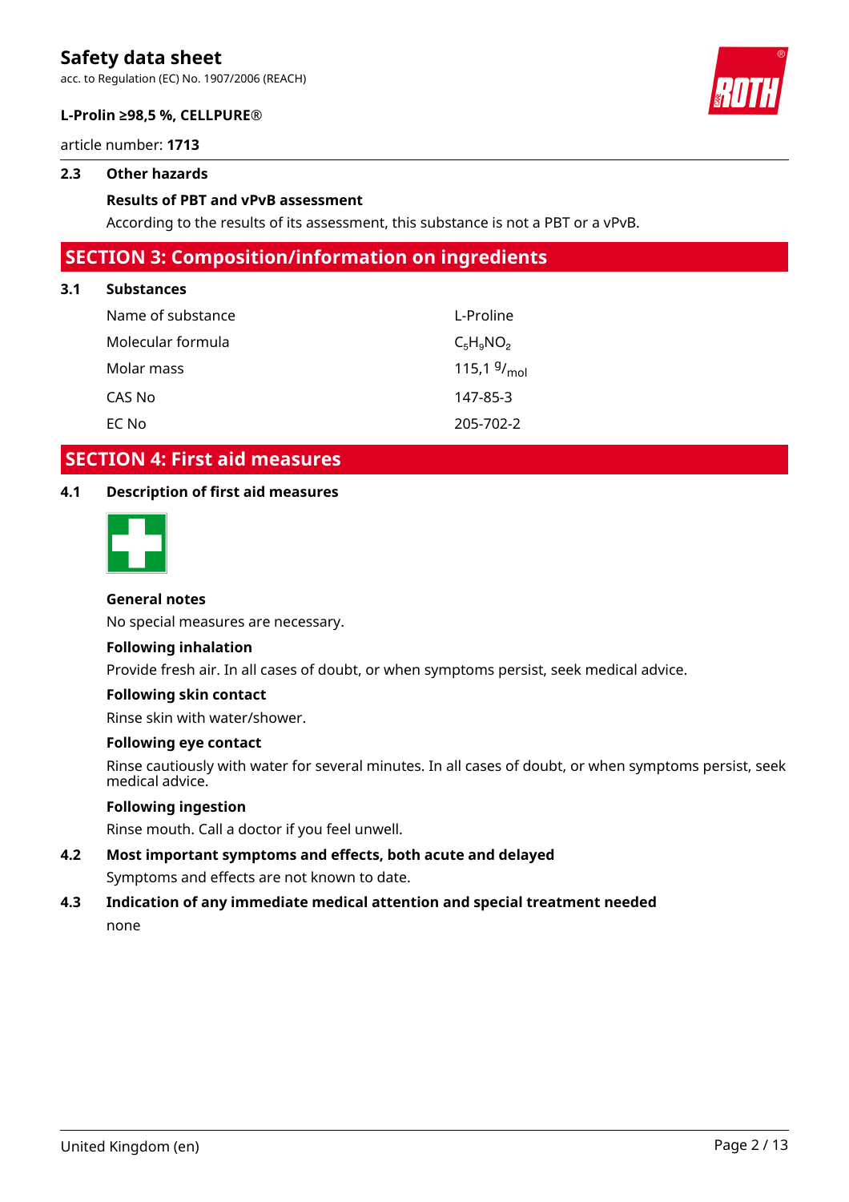## 2.3 Other hazards

**Results of PBT and vPvB assessment**

According to the results of its assessment, this substance is not a PBT or a vPvB.

# SECTION 3: Composition/information on ingredients

## 3.1 Substances

| | |
|---|---|
| Name of substance | L-Proline |
| Molecular formula | $C_5H_9NO_2$ |
| Molar mass | 115,1 $^{g}/_{mol}$ |
| CAS No | 147-85-3 |
| EC No | 205-702-2 |

# SECTION 4: First aid measures

## 4.1 Description of first aid measures

**General notes**

No special measures are necessary.

**Following inhalation**

Provide fresh air. In all cases of doubt, or when symptoms persist, seek medical advice.

**Following skin contact**

Rinse skin with water/shower.

**Following eye contact**

Rinse cautiously with water for several minutes. In all cases of doubt, or when symptoms persist, seek medical advice.

**Following ingestion**

Rinse mouth. Call a doctor if you feel unwell.

## 4.2 Most important symptoms and effects, both acute and delayed

Symptoms and effects are not known to date.

## 4.3 Indication of any immediate medical attention and special treatment needed

none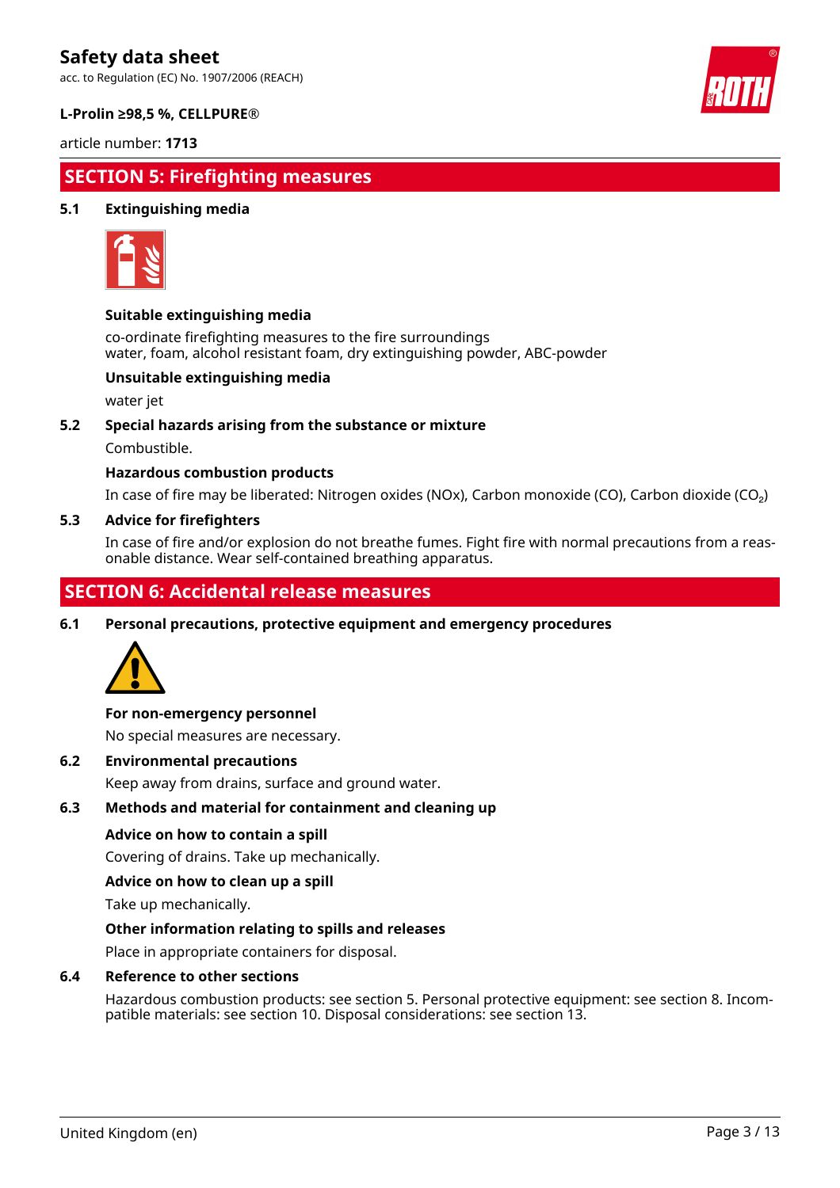## SECTION 5: Firefighting measures

### 5.1 Extinguishing media

**Suitable extinguishing media**

co-ordinate firefighting measures to the fire surroundings
water, foam, alcohol resistant foam, dry extinguishing powder, ABC-powder

**Unsuitable extinguishing media**

water jet

### 5.2 Special hazards arising from the substance or mixture

Combustible.

**Hazardous combustion products**

In case of fire may be liberated: Nitrogen oxides (NOx), Carbon monoxide (CO), Carbon dioxide ($CO_2$)

### 5.3 Advice for firefighters

In case of fire and/or explosion do not breathe fumes. Fight fire with normal precautions from a reasonable distance. Wear self-contained breathing apparatus.

## SECTION 6: Accidental release measures

### 6.1 Personal precautions, protective equipment and emergency procedures

**For non-emergency personnel**

No special measures are necessary.

### 6.2 Environmental precautions

Keep away from drains, surface and ground water.

### 6.3 Methods and material for containment and cleaning up

**Advice on how to contain a spill**

Covering of drains. Take up mechanically.

**Advice on how to clean up a spill**

Take up mechanically.

**Other information relating to spills and releases**

Place in appropriate containers for disposal.

### 6.4 Reference to other sections

Hazardous combustion products: see section 5. Personal protective equipment: see section 8. Incompatible materials: see section 10. Disposal considerations: see section 13.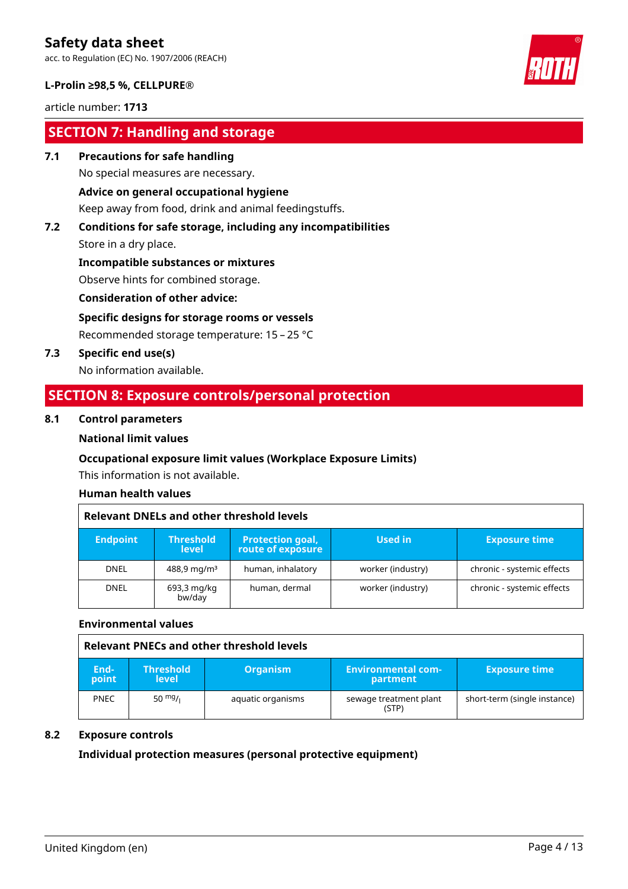## SECTION 7: Handling and storage

**7.1 Precautions for safe handling**

No special measures are necessary.

**Advice on general occupational hygiene**

Keep away from food, drink and animal feedingstuffs.

**7.2 Conditions for safe storage, including any incompatibilities**

Store in a dry place.

**Incompatible substances or mixtures**

Observe hints for combined storage.

**Consideration of other advice:**

**Specific designs for storage rooms or vessels**

Recommended storage temperature: 15 – 25 °C

**7.3 Specific end use(s)**

No information available.

## SECTION 8: Exposure controls/personal protection

**8.1 Control parameters**

**National limit values**

**Occupational exposure limit values (Workplace Exposure Limits)**

This information is not available.

**Human health values**

**Relevant DNELs and other threshold levels**

| Endpoint | Threshold level | Protection goal, route of exposure | Used in | Exposure time |
|---|---|---|---|---|
| DNEL | 488,9 mg/m³ | human, inhalatory | worker (industry) | chronic - systemic effects |
| DNEL | 693,3 mg/kg bw/day | human, dermal | worker (industry) | chronic - systemic effects |

**Environmental values**

**Relevant PNECs and other threshold levels**

| End-point | Threshold level | Organism | Environmental com-partment | Exposure time |
|---|---|---|---|---|
| PNEC | 50 mg/l | aquatic organisms | sewage treatment plant (STP) | short-term (single instance) |

**8.2 Exposure controls**

**Individual protection measures (personal protective equipment)**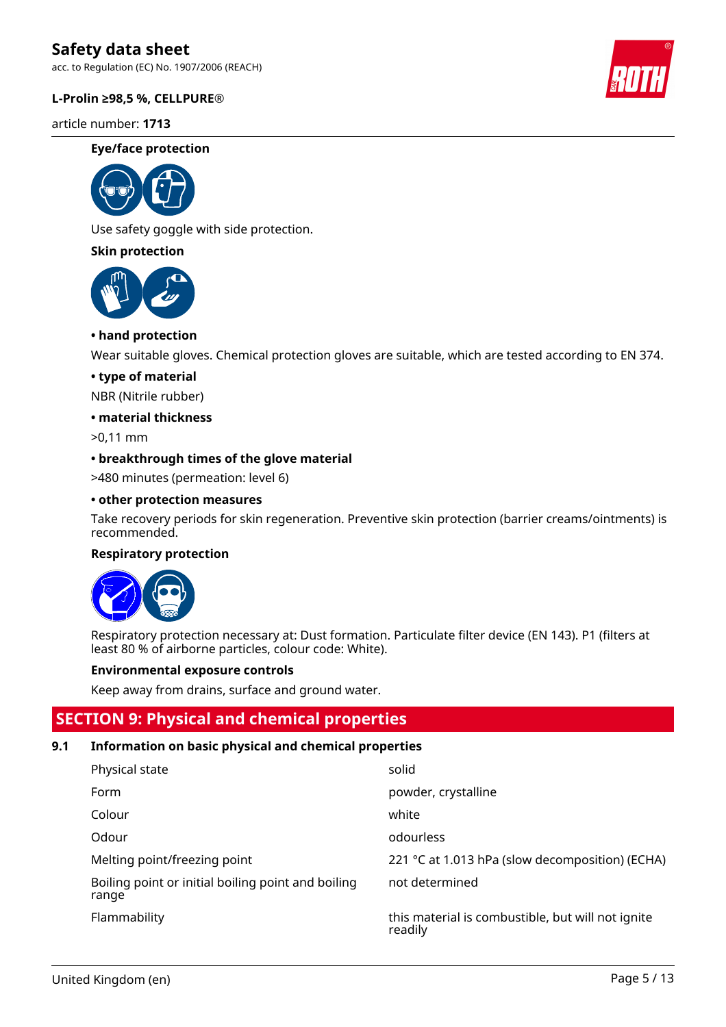#### Eye/face protection

Use safety goggle with side protection.

#### Skin protection

**• hand protection**

Wear suitable gloves. Chemical protection gloves are suitable, which are tested according to EN 374.

**• type of material**

NBR (Nitrile rubber)

**• material thickness**

>0,11 mm

**• breakthrough times of the glove material**

>480 minutes (permeation: level 6)

**• other protection measures**

Take recovery periods for skin regeneration. Preventive skin protection (barrier creams/ointments) is recommended.

#### Respiratory protection

Respiratory protection necessary at: Dust formation. Particulate filter device (EN 143). P1 (filters at least 80 % of airborne particles, colour code: White).

#### Environmental exposure controls

Keep away from drains, surface and ground water.

## SECTION 9: Physical and chemical properties

### 9.1 Information on basic physical and chemical properties

| Property | Value |
|---|---|
| Physical state | solid |
| Form | powder, crystalline |
| Colour | white |
| Odour | odourless |
| Melting point/freezing point | 221 °C at 1.013 hPa (slow decomposition) (ECHA) |
| Boiling point or initial boiling point and boiling range | not determined |
| Flammability | this material is combustible, but will not ignite readily |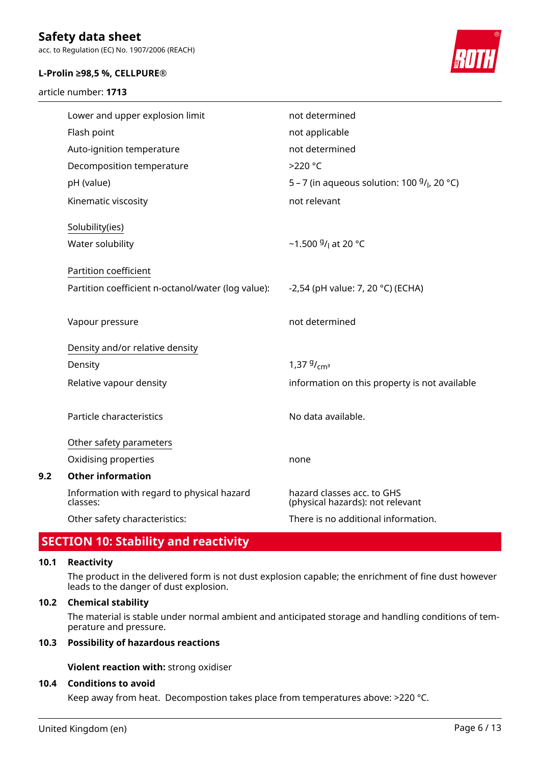| | |
|---|---|
| Lower and upper explosion limit | not determined |
| Flash point | not applicable |
| Auto-ignition temperature | not determined |
| Decomposition temperature | >220 °C |
| pH (value) | 5 – 7 (in aqueous solution: 100 $^{g}/_{l}$, 20 °C) |
| Kinematic viscosity | not relevant |

Solubility(ies)

| | |
|---|---|
| Water solubility | ~1.500 $^{g}/_{l}$ at 20 °C |

Partition coefficient

| | |
|---|---|
| Partition coefficient n-octanol/water (log value): | -2,54 (pH value: 7, 20 °C) (ECHA) |
| Vapour pressure | not determined |

Density and/or relative density

| | |
|---|---|
| Density | 1,37 $^{g}/_{cm^3}$ |
| Relative vapour density | information on this property is not available |
| Particle characteristics | No data available. |

Other safety parameters

| | |
|---|---|
| Oxidising properties | none |

**9.2 Other information**

| | |
|---|---|
| Information with regard to physical hazard classes: | hazard classes acc. to GHS (physical hazards): not relevant |
| Other safety characteristics: | There is no additional information. |

## SECTION 10: Stability and reactivity

**10.1 Reactivity**

The product in the delivered form is not dust explosion capable; the enrichment of fine dust however leads to the danger of dust explosion.

**10.2 Chemical stability**

The material is stable under normal ambient and anticipated storage and handling conditions of temperature and pressure.

**10.3 Possibility of hazardous reactions**

**Violent reaction with:** strong oxidiser

**10.4 Conditions to avoid**

Keep away from heat. Decompostion takes place from temperatures above: >220 °C.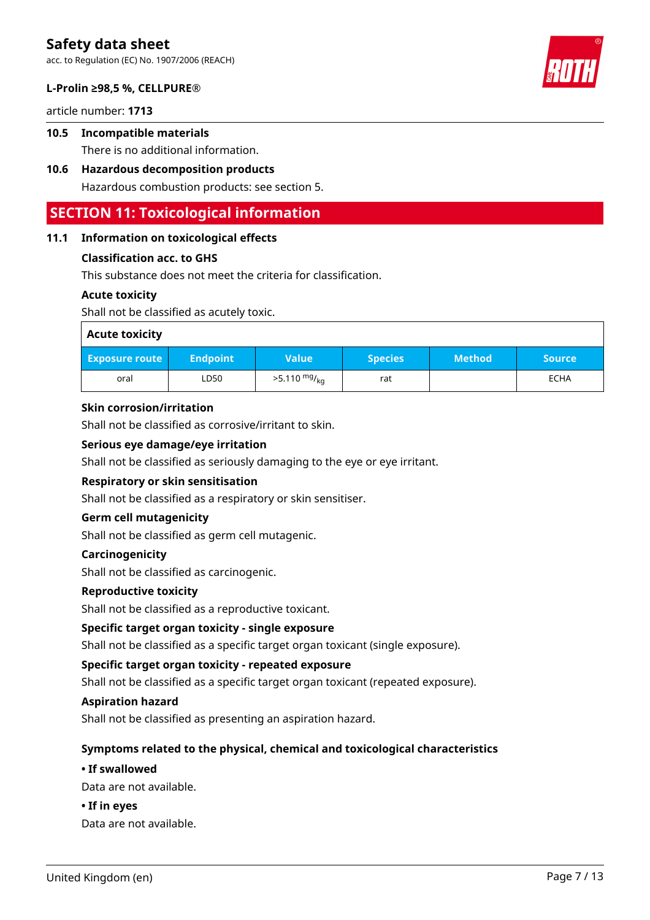### 10.5 Incompatible materials

There is no additional information.

### 10.6 Hazardous decomposition products

Hazardous combustion products: see section 5.

## SECTION 11: Toxicological information

### 11.1 Information on toxicological effects

**Classification acc. to GHS**

This substance does not meet the criteria for classification.

**Acute toxicity**

Shall not be classified as acutely toxic.

**Acute toxicity**

| Exposure route | Endpoint | Value | Species | Method | Source |
|---|---|---|---|---|---|
| oral | LD50 | >5.110 $^{mg}/_{kg}$ | rat | | ECHA |

**Skin corrosion/irritation**

Shall not be classified as corrosive/irritant to skin.

**Serious eye damage/eye irritation**

Shall not be classified as seriously damaging to the eye or eye irritant.

**Respiratory or skin sensitisation**

Shall not be classified as a respiratory or skin sensitiser.

**Germ cell mutagenicity**

Shall not be classified as germ cell mutagenic.

**Carcinogenicity**

Shall not be classified as carcinogenic.

**Reproductive toxicity**

Shall not be classified as a reproductive toxicant.

**Specific target organ toxicity - single exposure**

Shall not be classified as a specific target organ toxicant (single exposure).

**Specific target organ toxicity - repeated exposure**

Shall not be classified as a specific target organ toxicant (repeated exposure).

**Aspiration hazard**

Shall not be classified as presenting an aspiration hazard.

**Symptoms related to the physical, chemical and toxicological characteristics**

**• If swallowed**

Data are not available.

**• If in eyes**

Data are not available.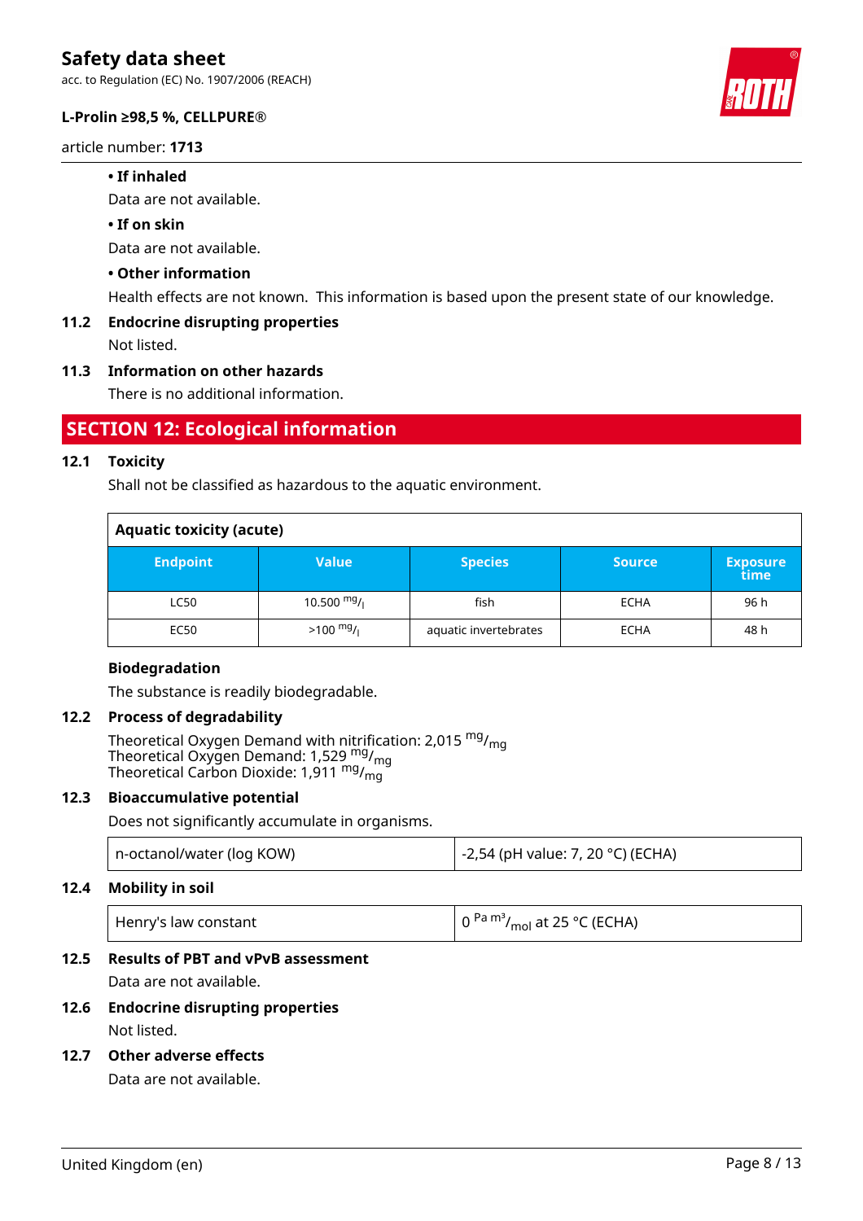- **If inhaled**

Data are not available.

- **If on skin**

Data are not available.

- **Other information**

Health effects are not known. This information is based upon the present state of our knowledge.

**11.2 Endocrine disrupting properties**

Not listed.

**11.3 Information on other hazards**

There is no additional information.

## SECTION 12: Ecological information

**12.1 Toxicity**

Shall not be classified as hazardous to the aquatic environment.

**Aquatic toxicity (acute)**

| Endpoint | Value | Species | Source | Exposure time |
|---|---|---|---|---|
| LC50 | 10.500 $^{mg}/_{l}$ | fish | ECHA | 96 h |
| EC50 | >100 $^{mg}/_{l}$ | aquatic invertebrates | ECHA | 48 h |

**Biodegradation**

The substance is readily biodegradable.

**12.2 Process of degradability**

Theoretical Oxygen Demand with nitrification: 2,015 $^{mg}/_{mg}$
Theoretical Oxygen Demand: 1,529 $^{mg}/_{mg}$
Theoretical Carbon Dioxide: 1,911 $^{mg}/_{mg}$

**12.3 Bioaccumulative potential**

Does not significantly accumulate in organisms.

| n-octanol/water (log KOW) | -2,54 (pH value: 7, 20 °C) (ECHA) |
|---|---|

**12.4 Mobility in soil**

| Henry's law constant | 0 $^{Pa\ m^3}/_{mol}$ at 25 °C (ECHA) |
|---|---|

**12.5 Results of PBT and vPvB assessment**

Data are not available.

**12.6 Endocrine disrupting properties**

Not listed.

**12.7 Other adverse effects**

Data are not available.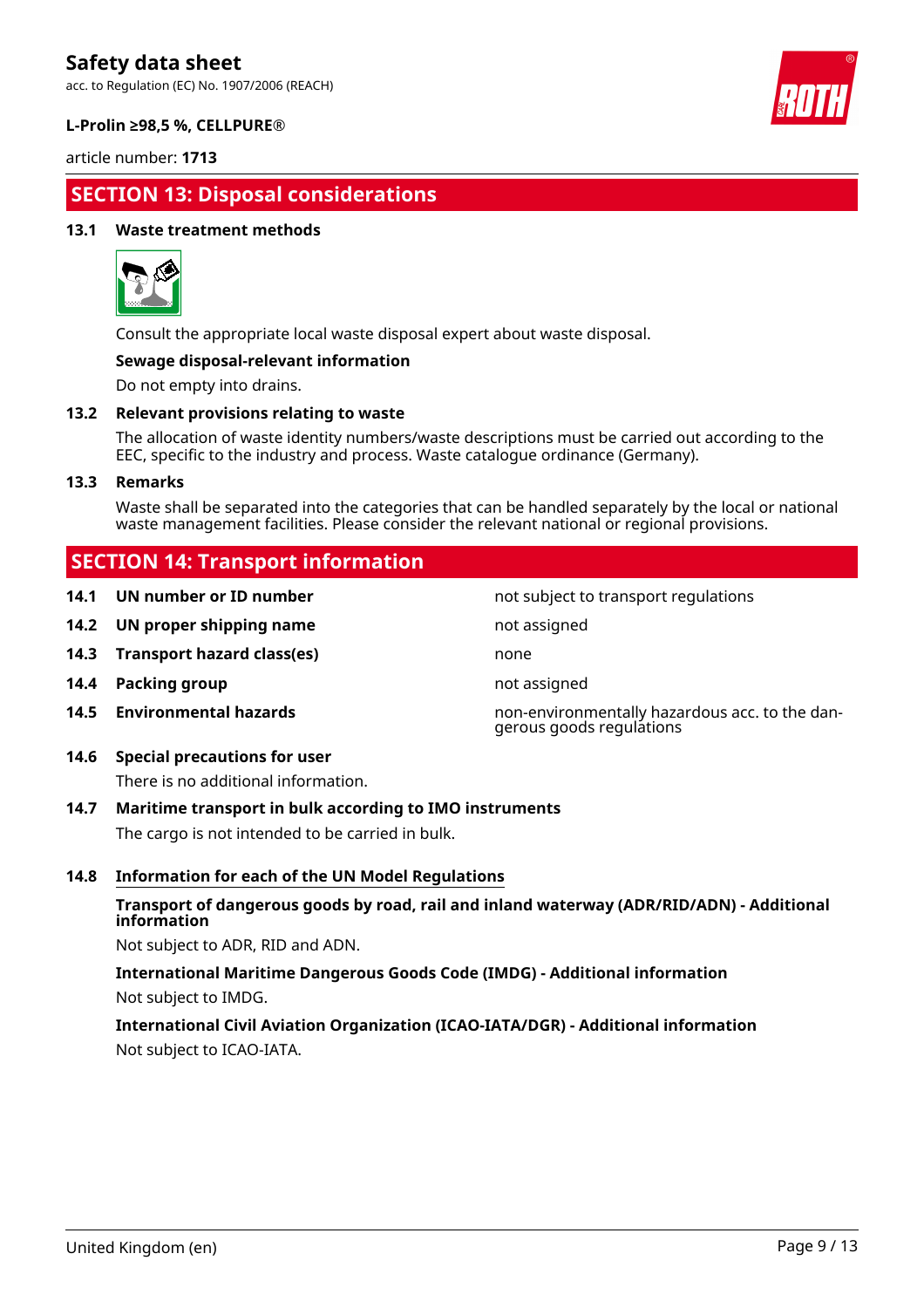## SECTION 13: Disposal considerations

### 13.1 Waste treatment methods

Consult the appropriate local waste disposal expert about waste disposal.

**Sewage disposal-relevant information**

Do not empty into drains.

### 13.2 Relevant provisions relating to waste

The allocation of waste identity numbers/waste descriptions must be carried out according to the EEC, specific to the industry and process. Waste catalogue ordinance (Germany).

### 13.3 Remarks

Waste shall be separated into the categories that can be handled separately by the local or national waste management facilities. Please consider the relevant national or regional provisions.

## SECTION 14: Transport information

| | | |
|---|---|---|
| **14.1** | **UN number or ID number** | not subject to transport regulations |
| **14.2** | **UN proper shipping name** | not assigned |
| **14.3** | **Transport hazard class(es)** | none |
| **14.4** | **Packing group** | not assigned |
| **14.5** | **Environmental hazards** | non-environmentally hazardous acc. to the dangerous goods regulations |

### 14.6 Special precautions for user

There is no additional information.

### 14.7 Maritime transport in bulk according to IMO instruments

The cargo is not intended to be carried in bulk.

### 14.8 Information for each of the UN Model Regulations

**Transport of dangerous goods by road, rail and inland waterway (ADR/RID/ADN) - Additional information**

Not subject to ADR, RID and ADN.

**International Maritime Dangerous Goods Code (IMDG) - Additional information**

Not subject to IMDG.

**International Civil Aviation Organization (ICAO-IATA/DGR) - Additional information**

Not subject to ICAO-IATA.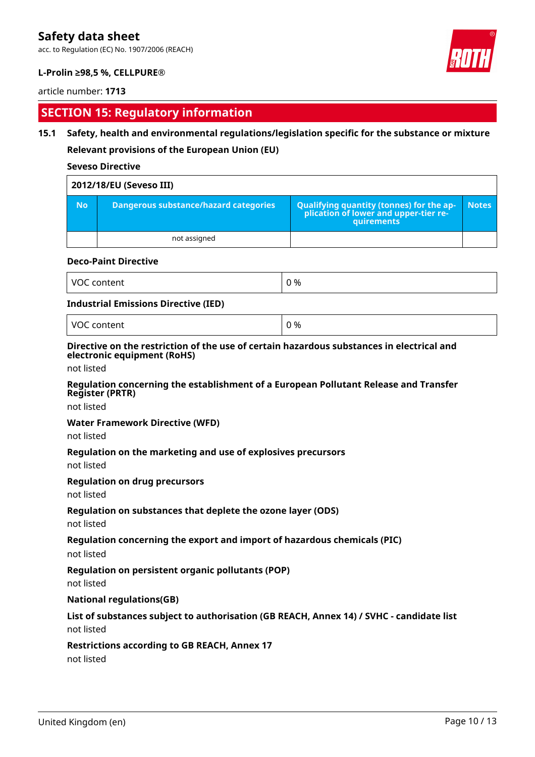## SECTION 15: Regulatory information

### 15.1 Safety, health and environmental regulations/legislation specific for the substance or mixture

**Relevant provisions of the European Union (EU)**

**Seveso Directive**

| 2012/18/EU (Seveso III) | | | |
|---|---|---|---|
| **No** | **Dangerous substance/hazard categories** | **Qualifying quantity (tonnes) for the application of lower and upper-tier requirements** | **Notes** |
| | not assigned | | |

**Deco-Paint Directive**

| VOC content | 0 % |
|---|---|

**Industrial Emissions Directive (IED)**

| VOC content | 0 % |
|---|---|

**Directive on the restriction of the use of certain hazardous substances in electrical and electronic equipment (RoHS)**

not listed

**Regulation concerning the establishment of a European Pollutant Release and Transfer Register (PRTR)**

not listed

**Water Framework Directive (WFD)**

not listed

**Regulation on the marketing and use of explosives precursors**

not listed

**Regulation on drug precursors**

not listed

**Regulation on substances that deplete the ozone layer (ODS)**

not listed

**Regulation concerning the export and import of hazardous chemicals (PIC)**

not listed

**Regulation on persistent organic pollutants (POP)**

not listed

**National regulations(GB)**

**List of substances subject to authorisation (GB REACH, Annex 14) / SVHC - candidate list**

not listed

**Restrictions according to GB REACH, Annex 17**

not listed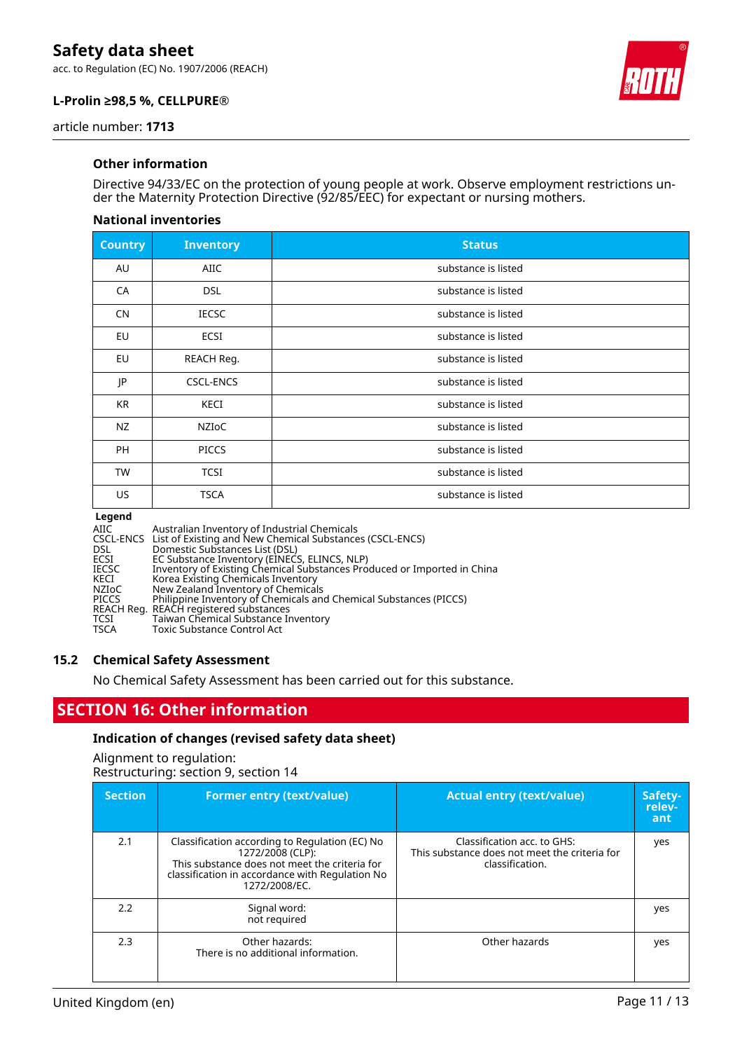### Other information

Directive 94/33/EC on the protection of young people at work. Observe employment restrictions under the Maternity Protection Directive (92/85/EEC) for expectant or nursing mothers.

#### National inventories

| Country | Inventory | Status |
|---|---|---|
| AU | AIIC | substance is listed |
| CA | DSL | substance is listed |
| CN | IECSC | substance is listed |
| EU | ECSI | substance is listed |
| EU | REACH Reg. | substance is listed |
| JP | CSCL-ENCS | substance is listed |
| KR | KECI | substance is listed |
| NZ | NZIoC | substance is listed |
| PH | PICCS | substance is listed |
| TW | TCSI | substance is listed |
| US | TSCA | substance is listed |

**Legend**

| | |
|---|---|
| AIIC | Australian Inventory of Industrial Chemicals |
| CSCL-ENCS | List of Existing and New Chemical Substances (CSCL-ENCS) |
| DSL | Domestic Substances List (DSL) |
| ECSI | EC Substance Inventory (EINECS, ELINCS, NLP) |
| IECSC | Inventory of Existing Chemical Substances Produced or Imported in China |
| KECI | Korea Existing Chemicals Inventory |
| NZIoC | New Zealand Inventory of Chemicals |
| PICCS | Philippine Inventory of Chemicals and Chemical Substances (PICCS) |
| REACH Reg. | REACH registered substances |
| TCSI | Taiwan Chemical Substance Inventory |
| TSCA | Toxic Substance Control Act |

### 15.2 Chemical Safety Assessment

No Chemical Safety Assessment has been carried out for this substance.

## SECTION 16: Other information

### Indication of changes (revised safety data sheet)

Alignment to regulation:
Restructuring: section 9, section 14

| Section | Former entry (text/value) | Actual entry (text/value) | Safety-relevant |
|---|---|---|---|
| 2.1 | Classification according to Regulation (EC) No 1272/2008 (CLP): This substance does not meet the criteria for classification in accordance with Regulation No 1272/2008/EC. | Classification acc. to GHS: This substance does not meet the criteria for classification. | yes |
| 2.2 | Signal word: not required | | yes |
| 2.3 | Other hazards: There is no additional information. | Other hazards | yes |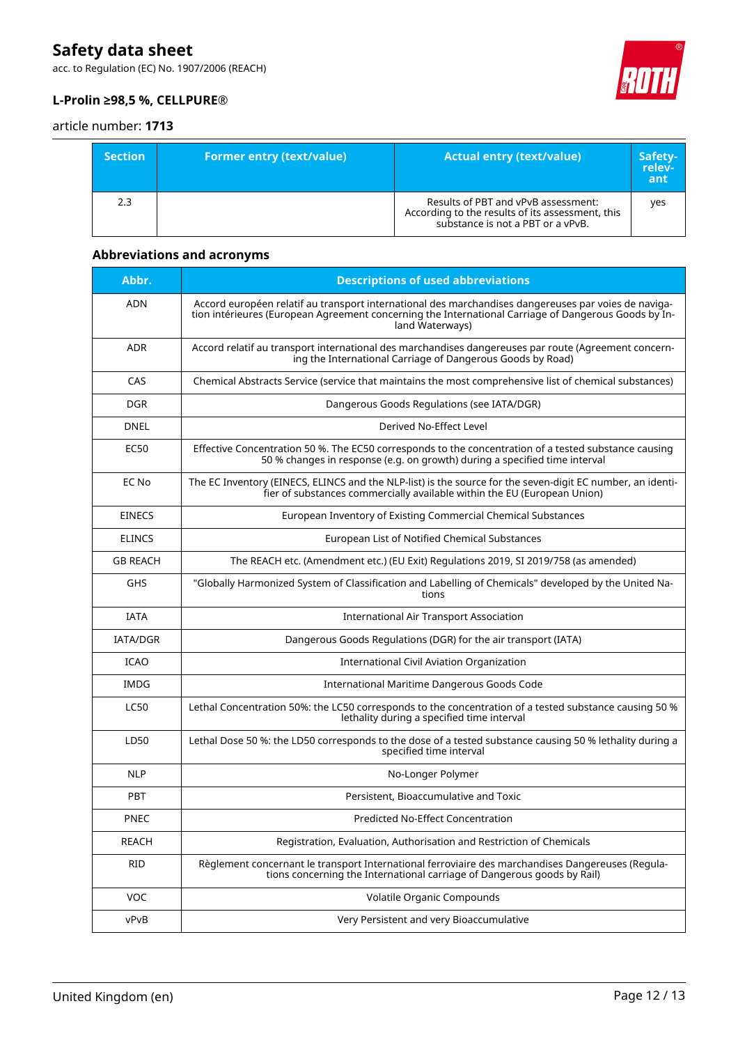| Section | Former entry (text/value) | Actual entry (text/value) | Safety-relevant |
|---|---|---|---|
| 2.3 | | Results of PBT and vPvB assessment: According to the results of its assessment, this substance is not a PBT or a vPvB. | yes |

### Abbreviations and acronyms

| Abbr. | Descriptions of used abbreviations |
|---|---|
| ADN | Accord européen relatif au transport international des marchandises dangereuses par voies de navigation intérieures (European Agreement concerning the International Carriage of Dangerous Goods by Inland Waterways) |
| ADR | Accord relatif au transport international des marchandises dangereuses par route (Agreement concerning the International Carriage of Dangerous Goods by Road) |
| CAS | Chemical Abstracts Service (service that maintains the most comprehensive list of chemical substances) |
| DGR | Dangerous Goods Regulations (see IATA/DGR) |
| DNEL | Derived No-Effect Level |
| EC50 | Effective Concentration 50 %. The EC50 corresponds to the concentration of a tested substance causing 50 % changes in response (e.g. on growth) during a specified time interval |
| EC No | The EC Inventory (EINECS, ELINCS and the NLP-list) is the source for the seven-digit EC number, an identifier of substances commercially available within the EU (European Union) |
| EINECS | European Inventory of Existing Commercial Chemical Substances |
| ELINCS | European List of Notified Chemical Substances |
| GB REACH | The REACH etc. (Amendment etc.) (EU Exit) Regulations 2019, SI 2019/758 (as amended) |
| GHS | "Globally Harmonized System of Classification and Labelling of Chemicals" developed by the United Nations |
| IATA | International Air Transport Association |
| IATA/DGR | Dangerous Goods Regulations (DGR) for the air transport (IATA) |
| ICAO | International Civil Aviation Organization |
| IMDG | International Maritime Dangerous Goods Code |
| LC50 | Lethal Concentration 50%: the LC50 corresponds to the concentration of a tested substance causing 50 % lethality during a specified time interval |
| LD50 | Lethal Dose 50 %: the LD50 corresponds to the dose of a tested substance causing 50 % lethality during a specified time interval |
| NLP | No-Longer Polymer |
| PBT | Persistent, Bioaccumulative and Toxic |
| PNEC | Predicted No-Effect Concentration |
| REACH | Registration, Evaluation, Authorisation and Restriction of Chemicals |
| RID | Règlement concernant le transport International ferroviaire des marchandises Dangereuses (Regulations concerning the International carriage of Dangerous goods by Rail) |
| VOC | Volatile Organic Compounds |
| vPvB | Very Persistent and very Bioaccumulative |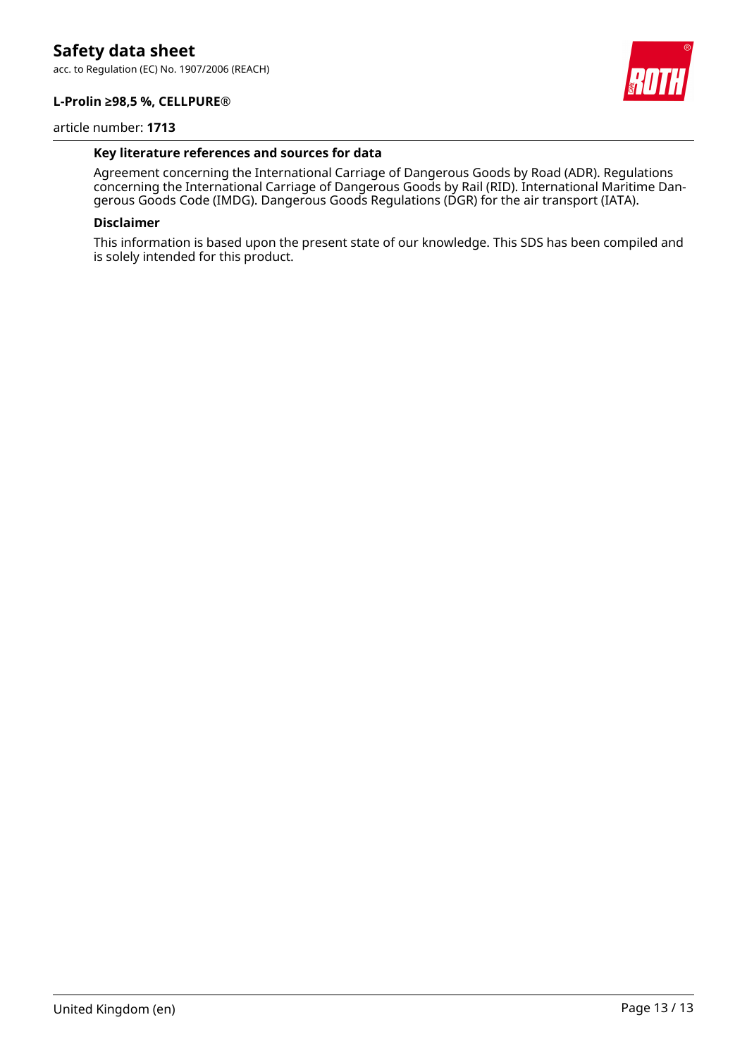### Key literature references and sources for data

Agreement concerning the International Carriage of Dangerous Goods by Road (ADR). Regulations concerning the International Carriage of Dangerous Goods by Rail (RID). International Maritime Dangerous Goods Code (IMDG). Dangerous Goods Regulations (DGR) for the air transport (IATA).

### Disclaimer

This information is based upon the present state of our knowledge. This SDS has been compiled and is solely intended for this product.